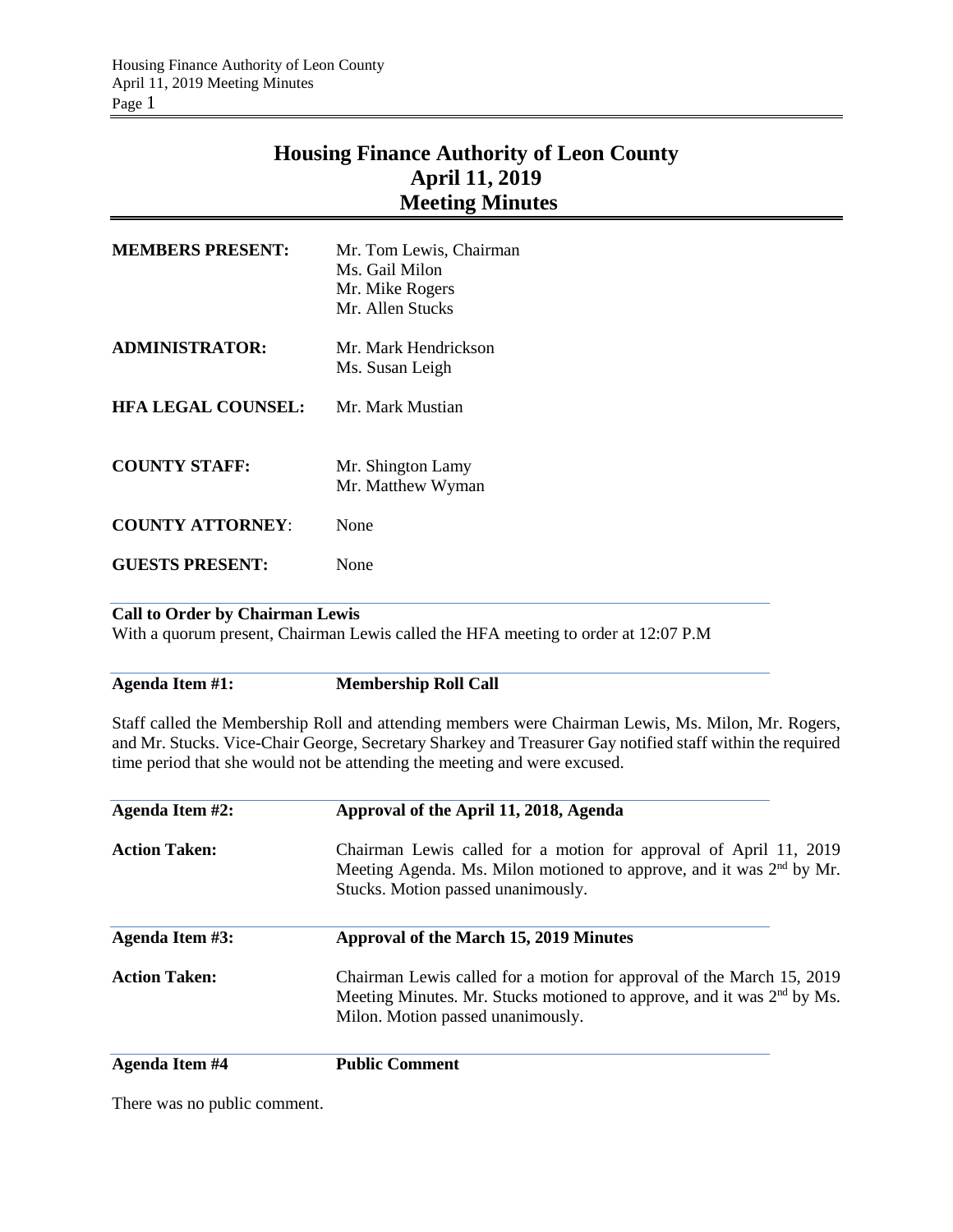# Housing Finance Authority of Leon County
## April 11, 2019
## Meeting Minutes

| | |
|---|---|
| **MEMBERS PRESENT:** | Mr. Tom Lewis, Chairman<br>Ms. Gail Milon<br>Mr. Mike Rogers<br>Mr. Allen Stucks |
| **ADMINISTRATOR:** | Mr. Mark Hendrickson<br>Ms. Susan Leigh |
| **HFA LEGAL COUNSEL:** | Mr. Mark Mustian |
| **COUNTY STAFF:** | Mr. Shington Lamy<br>Mr. Matthew Wyman |
| **COUNTY ATTORNEY**: | None |
| **GUESTS PRESENT:** | None |

**Call to Order by Chairman Lewis**

With a quorum present, Chairman Lewis called the HFA meeting to order at 12:07 P.M

**Agenda Item #1: Membership Roll Call**

Staff called the Membership Roll and attending members were Chairman Lewis, Ms. Milon, Mr. Rogers, and Mr. Stucks. Vice-Chair George, Secretary Sharkey and Treasurer Gay notified staff within the required time period that she would not be attending the meeting and were excused.

**Agenda Item #2: Approval of the April 11, 2018, Agenda**

**Action Taken:** Chairman Lewis called for a motion for approval of April 11, 2019 Meeting Agenda. Ms. Milon motioned to approve, and it was 2nd by Mr. Stucks. Motion passed unanimously.

**Agenda Item #3: Approval of the March 15, 2019 Minutes**

**Action Taken:** Chairman Lewis called for a motion for approval of the March 15, 2019 Meeting Minutes. Mr. Stucks motioned to approve, and it was 2nd by Ms. Milon. Motion passed unanimously.

**Agenda Item #4 Public Comment**

There was no public comment.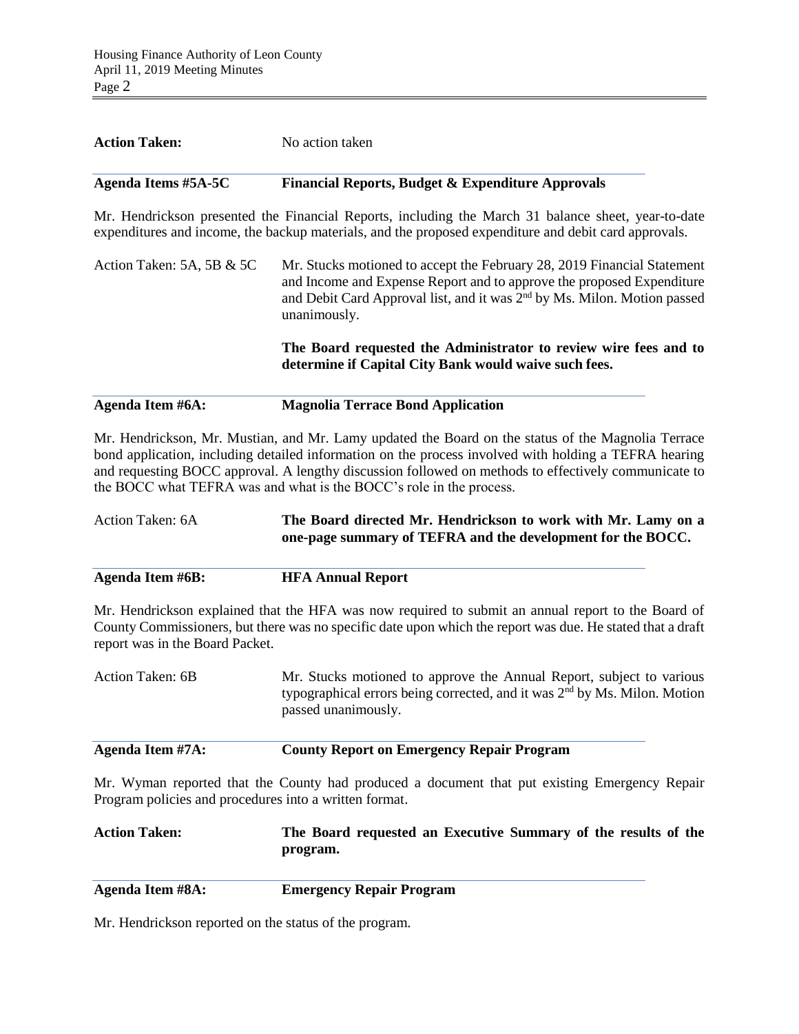**Action Taken:** No action taken

**Agenda Items #5A-5C** **Financial Reports, Budget & Expenditure Approvals**

Mr. Hendrickson presented the Financial Reports, including the March 31 balance sheet, year-to-date expenditures and income, the backup materials, and the proposed expenditure and debit card approvals.

Action Taken: 5A, 5B & 5C Mr. Stucks motioned to accept the February 28, 2019 Financial Statement and Income and Expense Report and to approve the proposed Expenditure and Debit Card Approval list, and it was 2nd by Ms. Milon. Motion passed unanimously.

**The Board requested the Administrator to review wire fees and to determine if Capital City Bank would waive such fees.**

**Agenda Item #6A:** **Magnolia Terrace Bond Application**

Mr. Hendrickson, Mr. Mustian, and Mr. Lamy updated the Board on the status of the Magnolia Terrace bond application, including detailed information on the process involved with holding a TEFRA hearing and requesting BOCC approval. A lengthy discussion followed on methods to effectively communicate to the BOCC what TEFRA was and what is the BOCC's role in the process.

Action Taken: 6A **The Board directed Mr. Hendrickson to work with Mr. Lamy on a one-page summary of TEFRA and the development for the BOCC.**

**Agenda Item #6B:** **HFA Annual Report**

Mr. Hendrickson explained that the HFA was now required to submit an annual report to the Board of County Commissioners, but there was no specific date upon which the report was due. He stated that a draft report was in the Board Packet.

Action Taken: 6B Mr. Stucks motioned to approve the Annual Report, subject to various typographical errors being corrected, and it was 2nd by Ms. Milon. Motion passed unanimously.

**Agenda Item #7A:** **County Report on Emergency Repair Program**

Mr. Wyman reported that the County had produced a document that put existing Emergency Repair Program policies and procedures into a written format.

**Action Taken:** **The Board requested an Executive Summary of the results of the program.**

**Agenda Item #8A:** **Emergency Repair Program**

Mr. Hendrickson reported on the status of the program.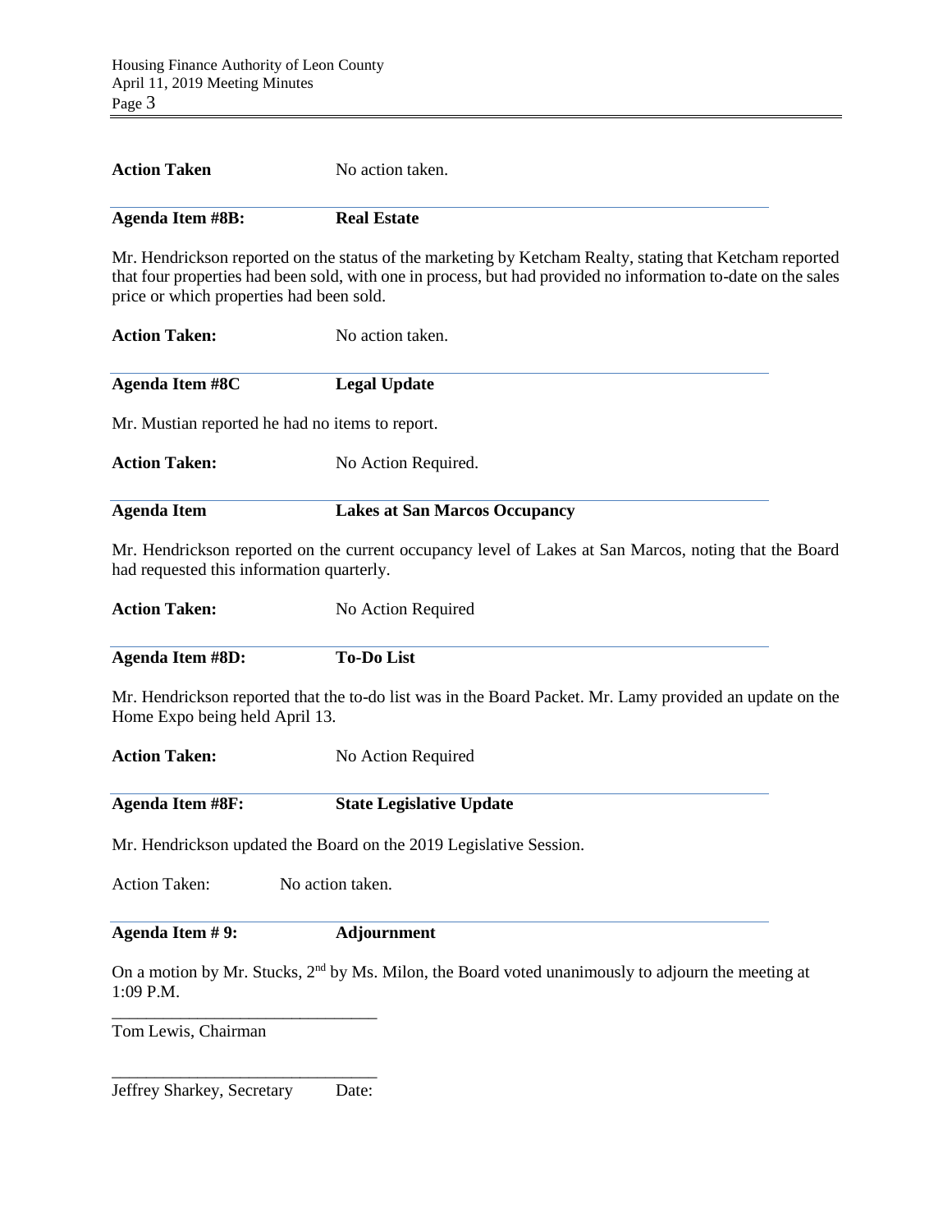**Action Taken** No action taken.

**Agenda Item #8B:** **Real Estate**

Mr. Hendrickson reported on the status of the marketing by Ketcham Realty, stating that Ketcham reported that four properties had been sold, with one in process, but had provided no information to-date on the sales price or which properties had been sold.

**Action Taken:** No action taken.

**Agenda Item #8C** **Legal Update**

Mr. Mustian reported he had no items to report.

**Action Taken:** No Action Required.

**Agenda Item** **Lakes at San Marcos Occupancy**

Mr. Hendrickson reported on the current occupancy level of Lakes at San Marcos, noting that the Board had requested this information quarterly.

**Action Taken:** No Action Required

**Agenda Item #8D:** **To-Do List**

Mr. Hendrickson reported that the to-do list was in the Board Packet. Mr. Lamy provided an update on the Home Expo being held April 13.

**Action Taken:** No Action Required

**Agenda Item #8F:** **State Legislative Update**

Mr. Hendrickson updated the Board on the 2019 Legislative Session.

Action Taken: No action taken.

**Agenda Item # 9:** **Adjournment**

On a motion by Mr. Stucks, 2nd by Ms. Milon, the Board voted unanimously to adjourn the meeting at 1:09 P.M.

\_\_\_\_\_\_\_\_\_\_\_\_\_\_\_\_\_\_\_\_\_\_\_\_\_\_\_\_\_\_

Tom Lewis, Chairman

\_\_\_\_\_\_\_\_\_\_\_\_\_\_\_\_\_\_\_\_\_\_\_\_\_\_\_\_\_\_

Jeffrey Sharkey, Secretary Date: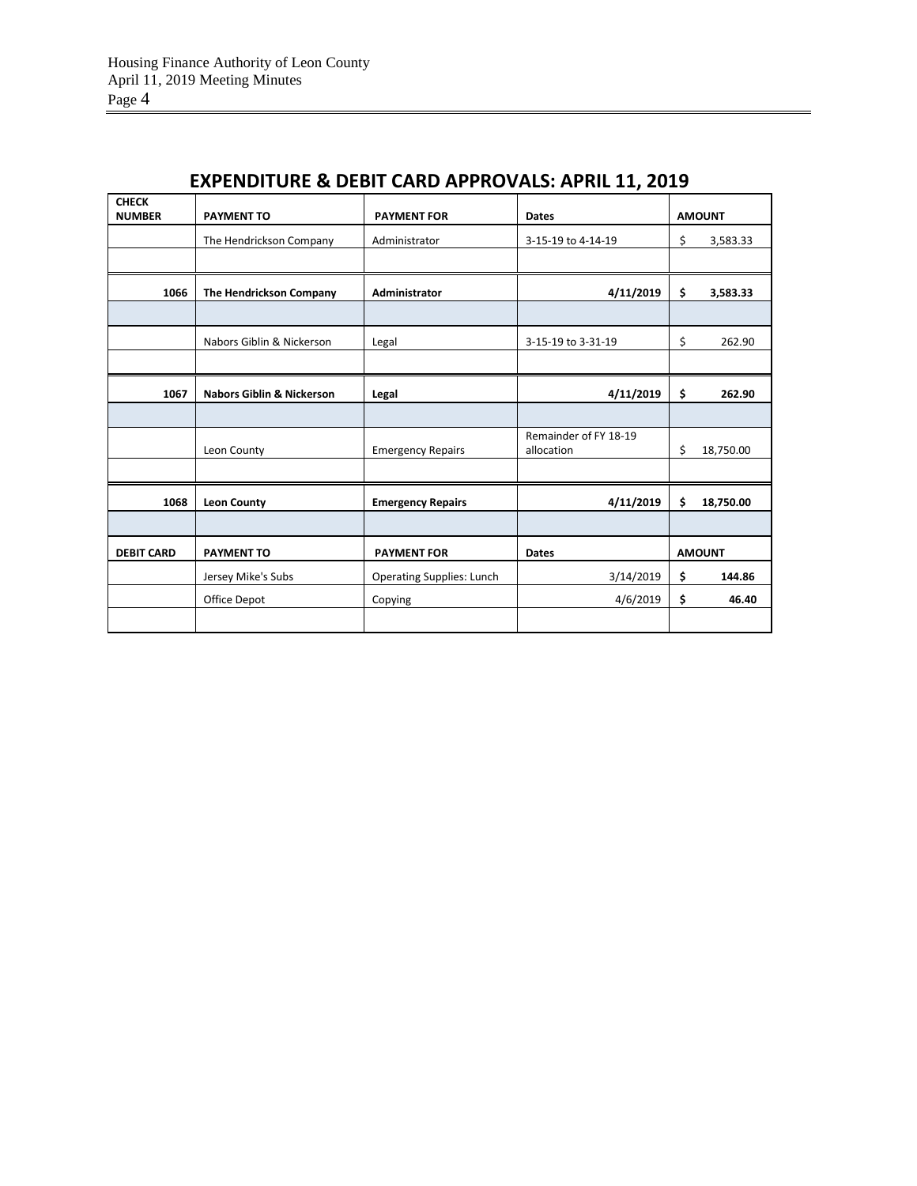## EXPENDITURE & DEBIT CARD APPROVALS: APRIL 11, 2019

| CHECK NUMBER | PAYMENT TO | PAYMENT FOR | Dates | AMOUNT |
|---|---|---|---|---|
| | The Hendrickson Company | Administrator | 3-15-19 to 4-14-19 | $ 3,583.33 |
| | | | | |
| **1066** | **The Hendrickson Company** | **Administrator** | **4/11/2019** | **$ 3,583.33** |
| | | | | |
| | Nabors Giblin & Nickerson | Legal | 3-15-19 to 3-31-19 | $ 262.90 |
| | | | | |
| **1067** | **Nabors Giblin & Nickerson** | **Legal** | **4/11/2019** | **$ 262.90** |
| | | | | |
| | Leon County | Emergency Repairs | Remainder of FY 18-19 allocation | $ 18,750.00 |
| | | | | |
| **1068** | **Leon County** | **Emergency Repairs** | **4/11/2019** | **$ 18,750.00** |
| | | | | |
| **DEBIT CARD** | **PAYMENT TO** | **PAYMENT FOR** | **Dates** | **AMOUNT** |
| | Jersey Mike's Subs | Operating Supplies: Lunch | 3/14/2019 | **$ 144.86** |
| | Office Depot | Copying | 4/6/2019 | **$ 46.40** |
| | | | | |